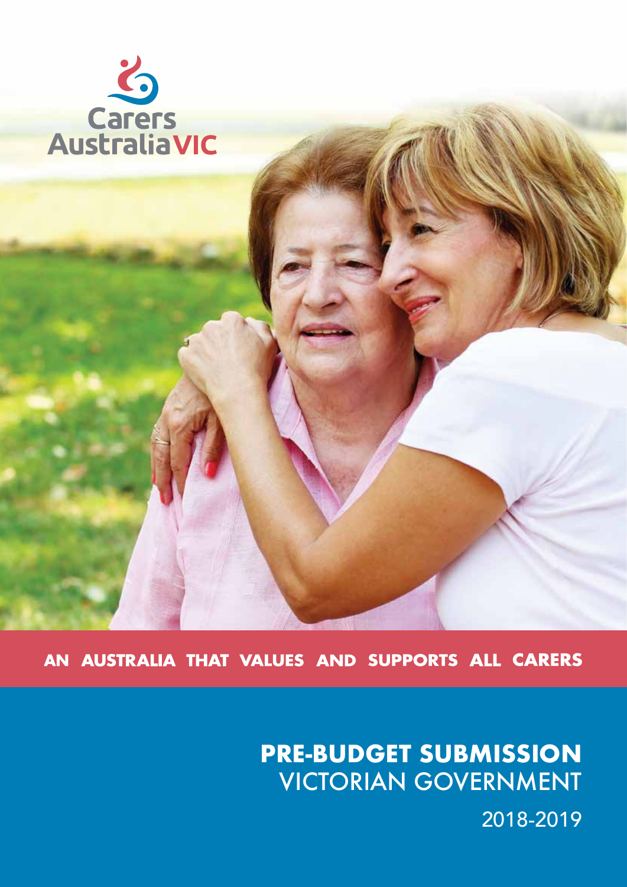Carers Australia VIC

**AN AUSTRALIA THAT VALUES AND SUPPORTS ALL CARERS**

# PRE-BUDGET SUBMISSION
## VICTORIAN GOVERNMENT

2018-2019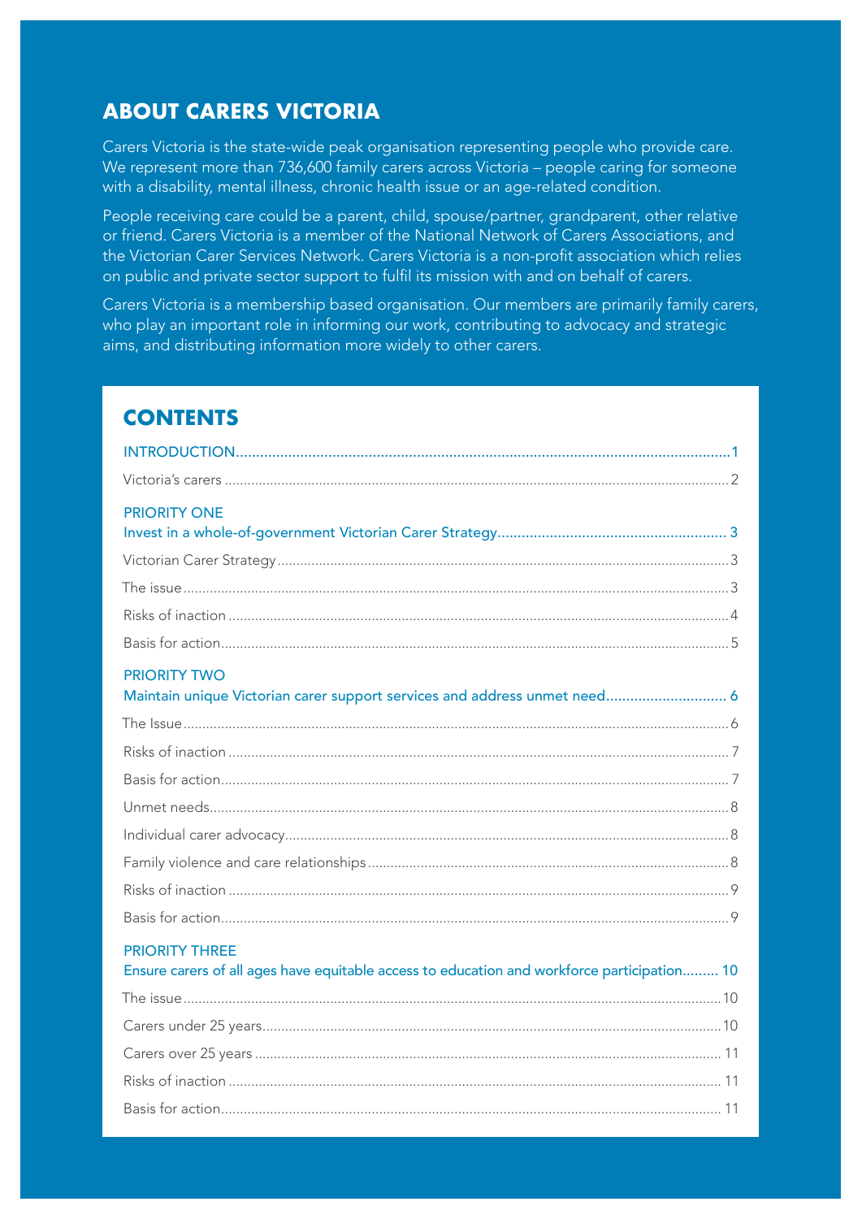## ABOUT CARERS VICTORIA

Carers Victoria is the state-wide peak organisation representing people who provide care. We represent more than 736,600 family carers across Victoria – people caring for someone with a disability, mental illness, chronic health issue or an age-related condition.

People receiving care could be a parent, child, spouse/partner, grandparent, other relative or friend. Carers Victoria is a member of the National Network of Carers Associations, and the Victorian Carer Services Network. Carers Victoria is a non-profit association which relies on public and private sector support to fulfil its mission with and on behalf of carers.

Carers Victoria is a membership based organisation. Our members are primarily family carers, who play an important role in informing our work, contributing to advocacy and strategic aims, and distributing information more widely to other carers.

## CONTENTS

INTRODUCTION ... 1

- Victoria's carers ... 2

PRIORITY ONE
Invest in a whole-of-government Victorian Carer Strategy ... 3

- Victorian Carer Strategy ... 3
- The issue ... 3
- Risks of inaction ... 4
- Basis for action ... 5

PRIORITY TWO
Maintain unique Victorian carer support services and address unmet need ... 6

- The Issue ... 6
- Risks of inaction ... 7
- Basis for action ... 7
- Unmet needs ... 8
- Individual carer advocacy ... 8
- Family violence and care relationships ... 8
- Risks of inaction ... 9
- Basis for action ... 9

PRIORITY THREE
Ensure carers of all ages have equitable access to education and workforce participation ... 10

- The issue ... 10
- Carers under 25 years ... 10
- Carers over 25 years ... 11
- Risks of inaction ... 11
- Basis for action ... 11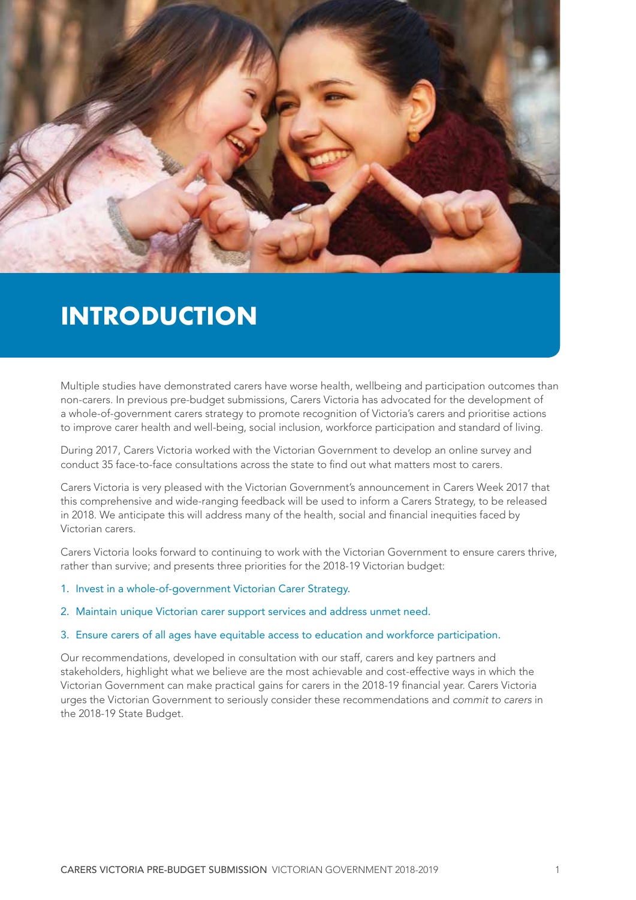# INTRODUCTION

Multiple studies have demonstrated carers have worse health, wellbeing and participation outcomes than non-carers. In previous pre-budget submissions, Carers Victoria has advocated for the development of a whole-of-government carers strategy to promote recognition of Victoria's carers and prioritise actions to improve carer health and well-being, social inclusion, workforce participation and standard of living.

During 2017, Carers Victoria worked with the Victorian Government to develop an online survey and conduct 35 face-to-face consultations across the state to find out what matters most to carers.

Carers Victoria is very pleased with the Victorian Government's announcement in Carers Week 2017 that this comprehensive and wide-ranging feedback will be used to inform a Carers Strategy, to be released in 2018. We anticipate this will address many of the health, social and financial inequities faced by Victorian carers.

Carers Victoria looks forward to continuing to work with the Victorian Government to ensure carers thrive, rather than survive; and presents three priorities for the 2018-19 Victorian budget:

1. Invest in a whole-of-government Victorian Carer Strategy.
2. Maintain unique Victorian carer support services and address unmet need.
3. Ensure carers of all ages have equitable access to education and workforce participation.

Our recommendations, developed in consultation with our staff, carers and key partners and stakeholders, highlight what we believe are the most achievable and cost-effective ways in which the Victorian Government can make practical gains for carers in the 2018-19 financial year. Carers Victoria urges the Victorian Government to seriously consider these recommendations and *commit to carers* in the 2018-19 State Budget.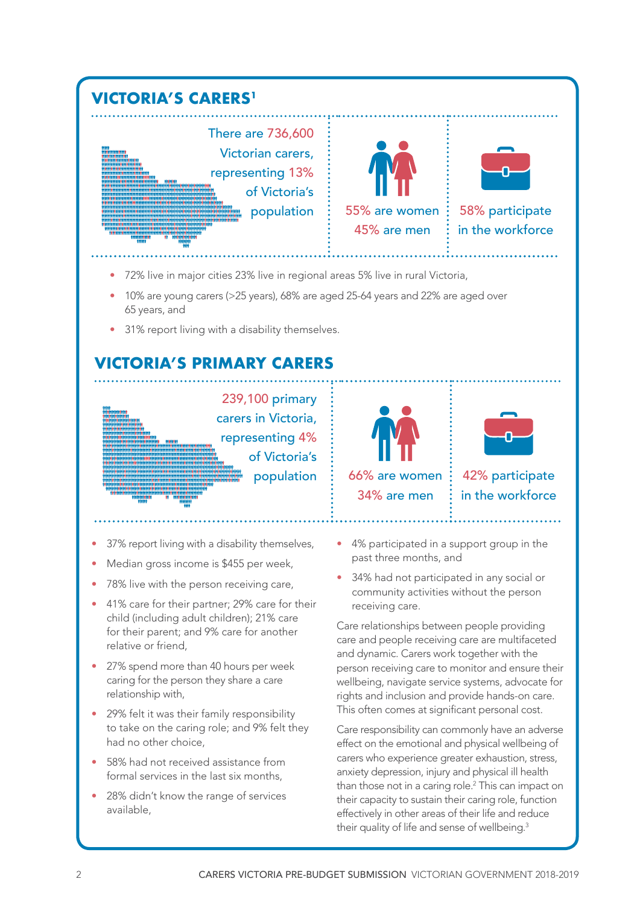## VICTORIA'S CARERS[1]

There are 736,600 Victorian carers, representing 13% of Victoria's population

55% are women
45% are men

58% participate in the workforce

- 72% live in major cities 23% live in regional areas 5% live in rural Victoria,
- 10% are young carers (>25 years), 68% are aged 25-64 years and 22% are aged over 65 years, and
- 31% report living with a disability themselves.

## VICTORIA'S PRIMARY CARERS

239,100 primary carers in Victoria, representing 4% of Victoria's population

66% are women
34% are men

42% participate in the workforce

- 37% report living with a disability themselves,
- Median gross income is $455 per week,
- 78% live with the person receiving care,
- 41% care for their partner; 29% care for their child (including adult children); 21% care for their parent; and 9% care for another relative or friend,
- 27% spend more than 40 hours per week caring for the person they share a care relationship with,
- 29% felt it was their family responsibility to take on the caring role; and 9% felt they had no other choice,
- 58% had not received assistance from formal services in the last six months,
- 28% didn't know the range of services available,
- 4% participated in a support group in the past three months, and
- 34% had not participated in any social or community activities without the person receiving care.

Care relationships between people providing care and people receiving care are multifaceted and dynamic. Carers work together with the person receiving care to monitor and ensure their wellbeing, navigate service systems, advocate for rights and inclusion and provide hands-on care. This often comes at significant personal cost.

Care responsibility can commonly have an adverse effect on the emotional and physical wellbeing of carers who experience greater exhaustion, stress, anxiety depression, injury and physical ill health than those not in a caring role.[2] This can impact on their capacity to sustain their caring role, function effectively in other areas of their life and reduce their quality of life and sense of wellbeing.[3]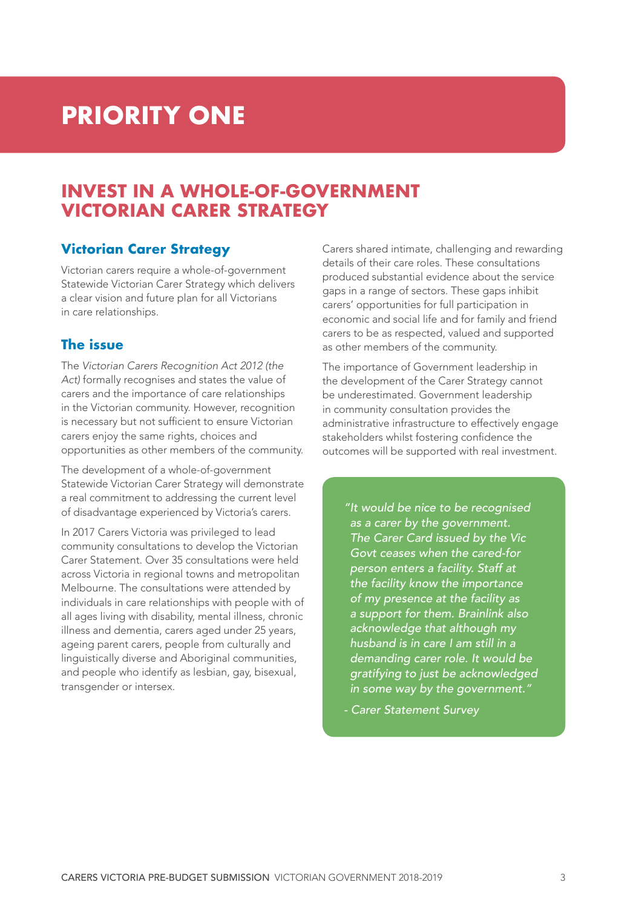# PRIORITY ONE

## INVEST IN A WHOLE-OF-GOVERNMENT VICTORIAN CARER STRATEGY

### Victorian Carer Strategy

Victorian carers require a whole-of-government Statewide Victorian Carer Strategy which delivers a clear vision and future plan for all Victorians in care relationships.

### The issue

The *Victorian Carers Recognition Act 2012 (the Act)* formally recognises and states the value of carers and the importance of care relationships in the Victorian community. However, recognition is necessary but not sufficient to ensure Victorian carers enjoy the same rights, choices and opportunities as other members of the community.

The development of a whole-of-government Statewide Victorian Carer Strategy will demonstrate a real commitment to addressing the current level of disadvantage experienced by Victoria's carers.

In 2017 Carers Victoria was privileged to lead community consultations to develop the Victorian Carer Statement. Over 35 consultations were held across Victoria in regional towns and metropolitan Melbourne. The consultations were attended by individuals in care relationships with people with of all ages living with disability, mental illness, chronic illness and dementia, carers aged under 25 years, ageing parent carers, people from culturally and linguistically diverse and Aboriginal communities, and people who identify as lesbian, gay, bisexual, transgender or intersex.

Carers shared intimate, challenging and rewarding details of their care roles. These consultations produced substantial evidence about the service gaps in a range of sectors. These gaps inhibit carers' opportunities for full participation in economic and social life and for family and friend carers to be as respected, valued and supported as other members of the community.

The importance of Government leadership in the development of the Carer Strategy cannot be underestimated. Government leadership in community consultation provides the administrative infrastructure to effectively engage stakeholders whilst fostering confidence the outcomes will be supported with real investment.

> *"It would be nice to be recognised as a carer by the government. The Carer Card issued by the Vic Govt ceases when the cared-for person enters a facility. Staff at the facility know the importance of my presence at the facility as a support for them. Brainlink also acknowledge that although my husband is in care I am still in a demanding carer role. It would be gratifying to just be acknowledged in some way by the government."*
>
> *- Carer Statement Survey*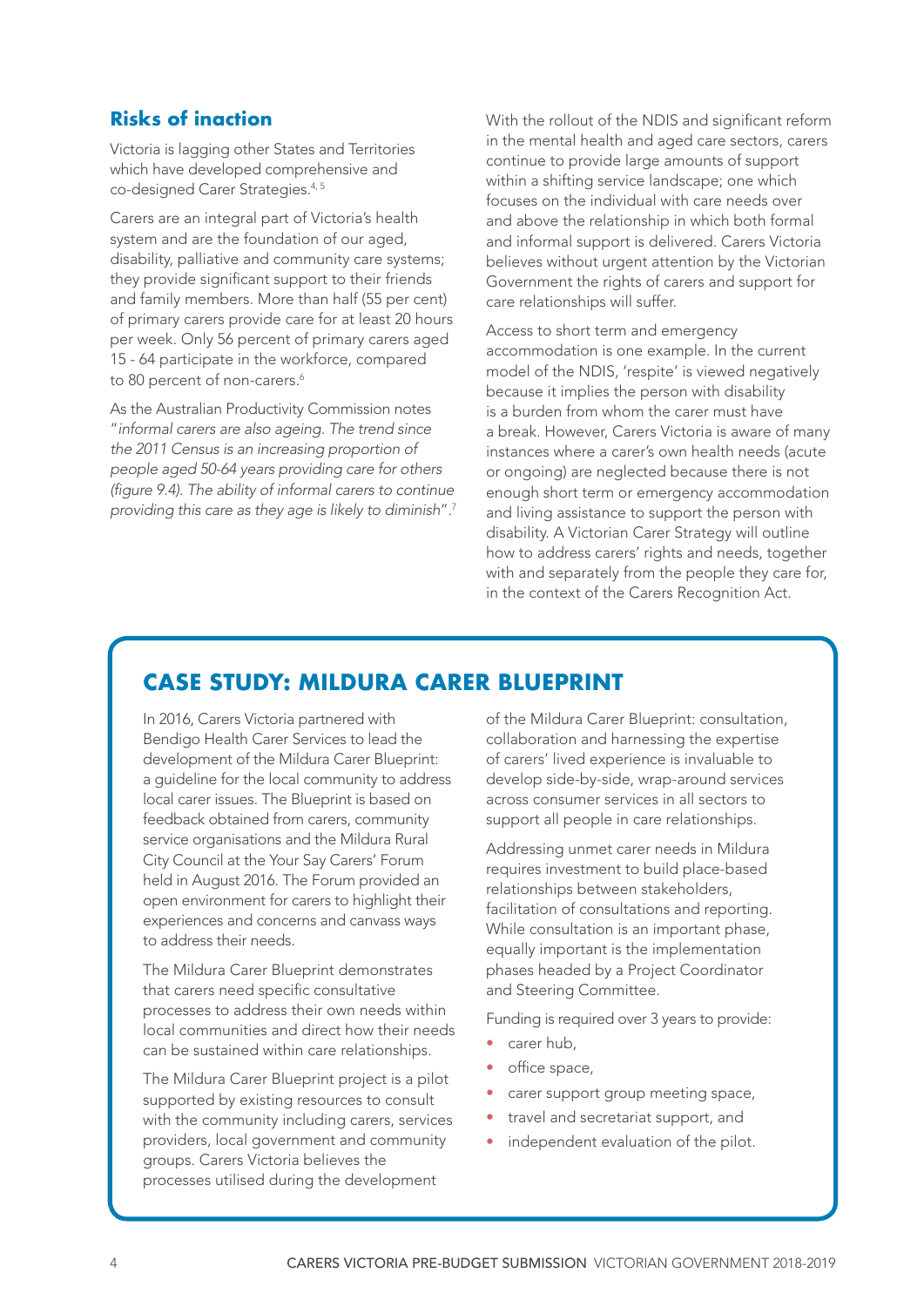## Risks of inaction

Victoria is lagging other States and Territories which have developed comprehensive and co-designed Carer Strategies.[4, 5]

Carers are an integral part of Victoria's health system and are the foundation of our aged, disability, palliative and community care systems; they provide significant support to their friends and family members. More than half (55 per cent) of primary carers provide care for at least 20 hours per week. Only 56 percent of primary carers aged 15 - 64 participate in the workforce, compared to 80 percent of non-carers.[6]

As the Australian Productivity Commission notes "*informal carers are also ageing. The trend since the 2011 Census is an increasing proportion of people aged 50-64 years providing care for others (figure 9.4). The ability of informal carers to continue providing this care as they age is likely to diminish*".[7]

With the rollout of the NDIS and significant reform in the mental health and aged care sectors, carers continue to provide large amounts of support within a shifting service landscape; one which focuses on the individual with care needs over and above the relationship in which both formal and informal support is delivered. Carers Victoria believes without urgent attention by the Victorian Government the rights of carers and support for care relationships will suffer.

Access to short term and emergency accommodation is one example. In the current model of the NDIS, 'respite' is viewed negatively because it implies the person with disability is a burden from whom the carer must have a break. However, Carers Victoria is aware of many instances where a carer's own health needs (acute or ongoing) are neglected because there is not enough short term or emergency accommodation and living assistance to support the person with disability. A Victorian Carer Strategy will outline how to address carers' rights and needs, together with and separately from the people they care for, in the context of the Carers Recognition Act.

## CASE STUDY: MILDURA CARER BLUEPRINT

In 2016, Carers Victoria partnered with Bendigo Health Carer Services to lead the development of the Mildura Carer Blueprint: a guideline for the local community to address local carer issues. The Blueprint is based on feedback obtained from carers, community service organisations and the Mildura Rural City Council at the Your Say Carers' Forum held in August 2016. The Forum provided an open environment for carers to highlight their experiences and concerns and canvass ways to address their needs.

The Mildura Carer Blueprint demonstrates that carers need specific consultative processes to address their own needs within local communities and direct how their needs can be sustained within care relationships.

The Mildura Carer Blueprint project is a pilot supported by existing resources to consult with the community including carers, services providers, local government and community groups. Carers Victoria believes the processes utilised during the development of the Mildura Carer Blueprint: consultation, collaboration and harnessing the expertise of carers' lived experience is invaluable to develop side-by-side, wrap-around services across consumer services in all sectors to support all people in care relationships.

Addressing unmet carer needs in Mildura requires investment to build place-based relationships between stakeholders, facilitation of consultations and reporting. While consultation is an important phase, equally important is the implementation phases headed by a Project Coordinator and Steering Committee.

Funding is required over 3 years to provide:

- carer hub,
- office space,
- carer support group meeting space,
- travel and secretariat support, and
- independent evaluation of the pilot.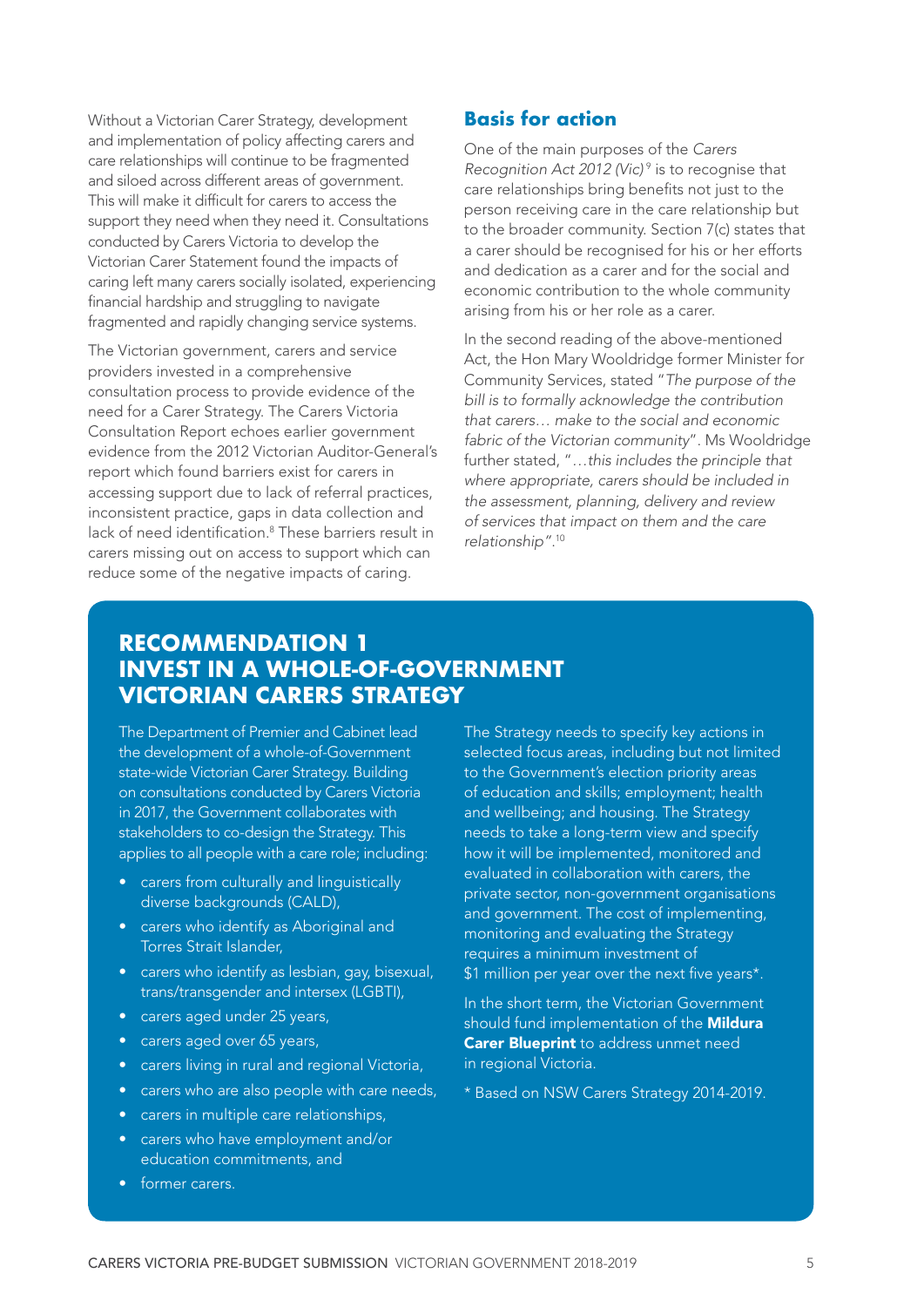Without a Victorian Carer Strategy, development and implementation of policy affecting carers and care relationships will continue to be fragmented and siloed across different areas of government. This will make it difficult for carers to access the support they need when they need it. Consultations conducted by Carers Victoria to develop the Victorian Carer Statement found the impacts of caring left many carers socially isolated, experiencing financial hardship and struggling to navigate fragmented and rapidly changing service systems.

The Victorian government, carers and service providers invested in a comprehensive consultation process to provide evidence of the need for a Carer Strategy. The Carers Victoria Consultation Report echoes earlier government evidence from the 2012 Victorian Auditor-General's report which found barriers exist for carers in accessing support due to lack of referral practices, inconsistent practice, gaps in data collection and lack of need identification.[8] These barriers result in carers missing out on access to support which can reduce some of the negative impacts of caring.

## Basis for action

One of the main purposes of the *Carers Recognition Act 2012 (Vic)*[9] is to recognise that care relationships bring benefits not just to the person receiving care in the care relationship but to the broader community. Section 7(c) states that a carer should be recognised for his or her efforts and dedication as a carer and for the social and economic contribution to the whole community arising from his or her role as a carer.

In the second reading of the above-mentioned Act, the Hon Mary Wooldridge former Minister for Community Services, stated "*The purpose of the bill is to formally acknowledge the contribution that carers… make to the social and economic fabric of the Victorian community*". Ms Wooldridge further stated, "*…this includes the principle that where appropriate, carers should be included in the assessment, planning, delivery and review of services that impact on them and the care relationship*".[10]

## RECOMMENDATION 1 INVEST IN A WHOLE-OF-GOVERNMENT VICTORIAN CARERS STRATEGY

The Department of Premier and Cabinet lead the development of a whole-of-Government state-wide Victorian Carer Strategy. Building on consultations conducted by Carers Victoria in 2017, the Government collaborates with stakeholders to co-design the Strategy. This applies to all people with a care role; including:

- carers from culturally and linguistically diverse backgrounds (CALD),
- carers who identify as Aboriginal and Torres Strait Islander,
- carers who identify as lesbian, gay, bisexual, trans/transgender and intersex (LGBTI),
- carers aged under 25 years,
- carers aged over 65 years,
- carers living in rural and regional Victoria,
- carers who are also people with care needs,
- carers in multiple care relationships,
- carers who have employment and/or education commitments, and
- former carers.

The Strategy needs to specify key actions in selected focus areas, including but not limited to the Government's election priority areas of education and skills; employment; health and wellbeing; and housing. The Strategy needs to take a long-term view and specify how it will be implemented, monitored and evaluated in collaboration with carers, the private sector, non-government organisations and government. The cost of implementing, monitoring and evaluating the Strategy requires a minimum investment of $1 million per year over the next five years*.

In the short term, the Victorian Government should fund implementation of the **Mildura Carer Blueprint** to address unmet need in regional Victoria.

* Based on NSW Carers Strategy 2014-2019.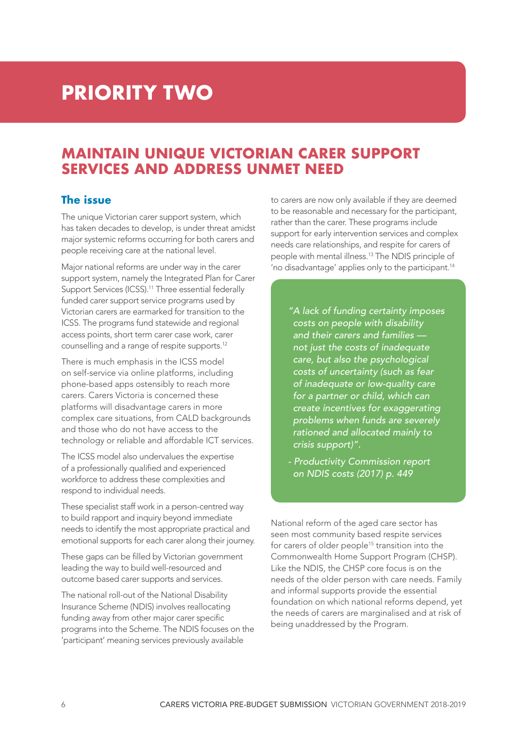# PRIORITY TWO

## MAINTAIN UNIQUE VICTORIAN CARER SUPPORT SERVICES AND ADDRESS UNMET NEED

### The issue

The unique Victorian carer support system, which has taken decades to develop, is under threat amidst major systemic reforms occurring for both carers and people receiving care at the national level.

Major national reforms are under way in the carer support system, namely the Integrated Plan for Carer Support Services (ICSS).[11] Three essential federally funded carer support service programs used by Victorian carers are earmarked for transition to the ICSS. The programs fund statewide and regional access points, short term carer case work, carer counselling and a range of respite supports.[12]

There is much emphasis in the ICSS model on self-service via online platforms, including phone-based apps ostensibly to reach more carers. Carers Victoria is concerned these platforms will disadvantage carers in more complex care situations, from CALD backgrounds and those who do not have access to the technology or reliable and affordable ICT services.

The ICSS model also undervalues the expertise of a professionally qualified and experienced workforce to address these complexities and respond to individual needs.

These specialist staff work in a person-centred way to build rapport and inquiry beyond immediate needs to identify the most appropriate practical and emotional supports for each carer along their journey.

These gaps can be filled by Victorian government leading the way to build well-resourced and outcome based carer supports and services.

The national roll-out of the National Disability Insurance Scheme (NDIS) involves reallocating funding away from other major carer specific programs into the Scheme. The NDIS focuses on the 'participant' meaning services previously available to carers are now only available if they are deemed to be reasonable and necessary for the participant, rather than the carer. These programs include support for early intervention services and complex needs care relationships, and respite for carers of people with mental illness.[13] The NDIS principle of 'no disadvantage' applies only to the participant.[14]

> *"A lack of funding certainty imposes costs on people with disability and their carers and families — not just the costs of inadequate care, but also the psychological costs of uncertainty (such as fear of inadequate or low-quality care for a partner or child, which can create incentives for exaggerating problems when funds are severely rationed and allocated mainly to crisis support)".*
>
> *- Productivity Commission report on NDIS costs (2017) p. 449*

National reform of the aged care sector has seen most community based respite services for carers of older people[15] transition into the Commonwealth Home Support Program (CHSP). Like the NDIS, the CHSP core focus is on the needs of the older person with care needs. Family and informal supports provide the essential foundation on which national reforms depend, yet the needs of carers are marginalised and at risk of being unaddressed by the Program.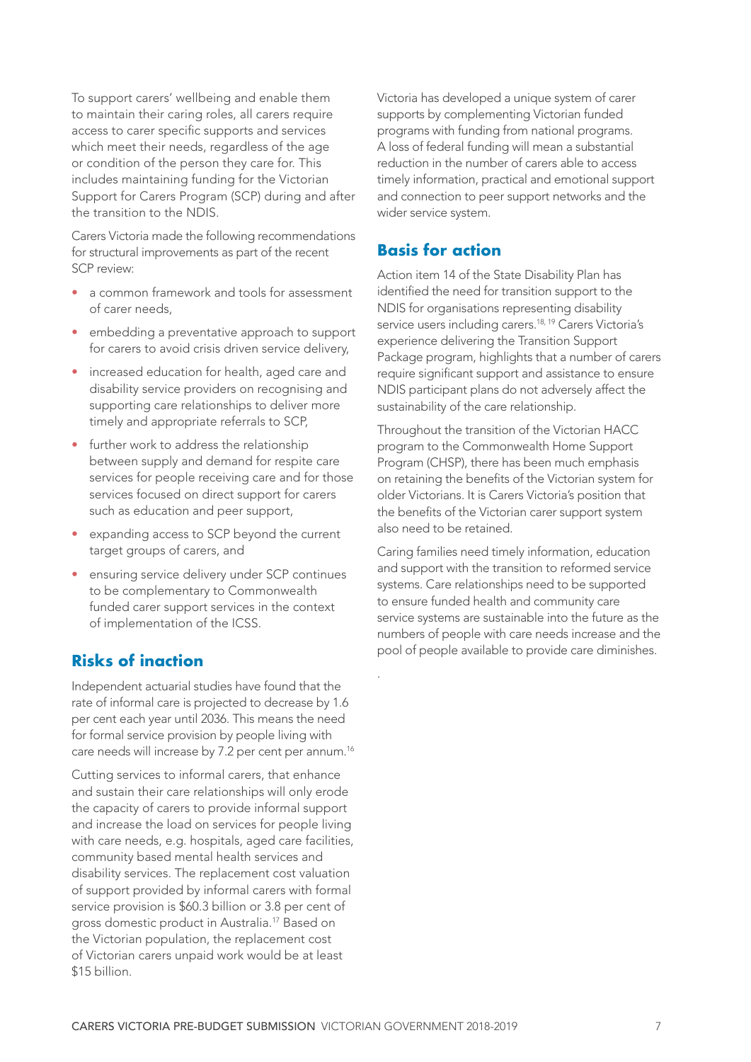To support carers' wellbeing and enable them to maintain their caring roles, all carers require access to carer specific supports and services which meet their needs, regardless of the age or condition of the person they care for. This includes maintaining funding for the Victorian Support for Carers Program (SCP) during and after the transition to the NDIS.

Carers Victoria made the following recommendations for structural improvements as part of the recent SCP review:

- a common framework and tools for assessment of carer needs,
- embedding a preventative approach to support for carers to avoid crisis driven service delivery,
- increased education for health, aged care and disability service providers on recognising and supporting care relationships to deliver more timely and appropriate referrals to SCP,
- further work to address the relationship between supply and demand for respite care services for people receiving care and for those services focused on direct support for carers such as education and peer support,
- expanding access to SCP beyond the current target groups of carers, and
- ensuring service delivery under SCP continues to be complementary to Commonwealth funded carer support services in the context of implementation of the ICSS.

## Risks of inaction

Independent actuarial studies have found that the rate of informal care is projected to decrease by 1.6 per cent each year until 2036. This means the need for formal service provision by people living with care needs will increase by 7.2 per cent per annum.[16]

Cutting services to informal carers, that enhance and sustain their care relationships will only erode the capacity of carers to provide informal support and increase the load on services for people living with care needs, e.g. hospitals, aged care facilities, community based mental health services and disability services. The replacement cost valuation of support provided by informal carers with formal service provision is $60.3 billion or 3.8 per cent of gross domestic product in Australia.[17] Based on the Victorian population, the replacement cost of Victorian carers unpaid work would be at least $15 billion.

Victoria has developed a unique system of carer supports by complementing Victorian funded programs with funding from national programs. A loss of federal funding will mean a substantial reduction in the number of carers able to access timely information, practical and emotional support and connection to peer support networks and the wider service system.

## Basis for action

Action item 14 of the State Disability Plan has identified the need for transition support to the NDIS for organisations representing disability service users including carers.[18, 19] Carers Victoria's experience delivering the Transition Support Package program, highlights that a number of carers require significant support and assistance to ensure NDIS participant plans do not adversely affect the sustainability of the care relationship.

Throughout the transition of the Victorian HACC program to the Commonwealth Home Support Program (CHSP), there has been much emphasis on retaining the benefits of the Victorian system for older Victorians. It is Carers Victoria's position that the benefits of the Victorian carer support system also need to be retained.

Caring families need timely information, education and support with the transition to reformed service systems. Care relationships need to be supported to ensure funded health and community care service systems are sustainable into the future as the numbers of people with care needs increase and the pool of people available to provide care diminishes.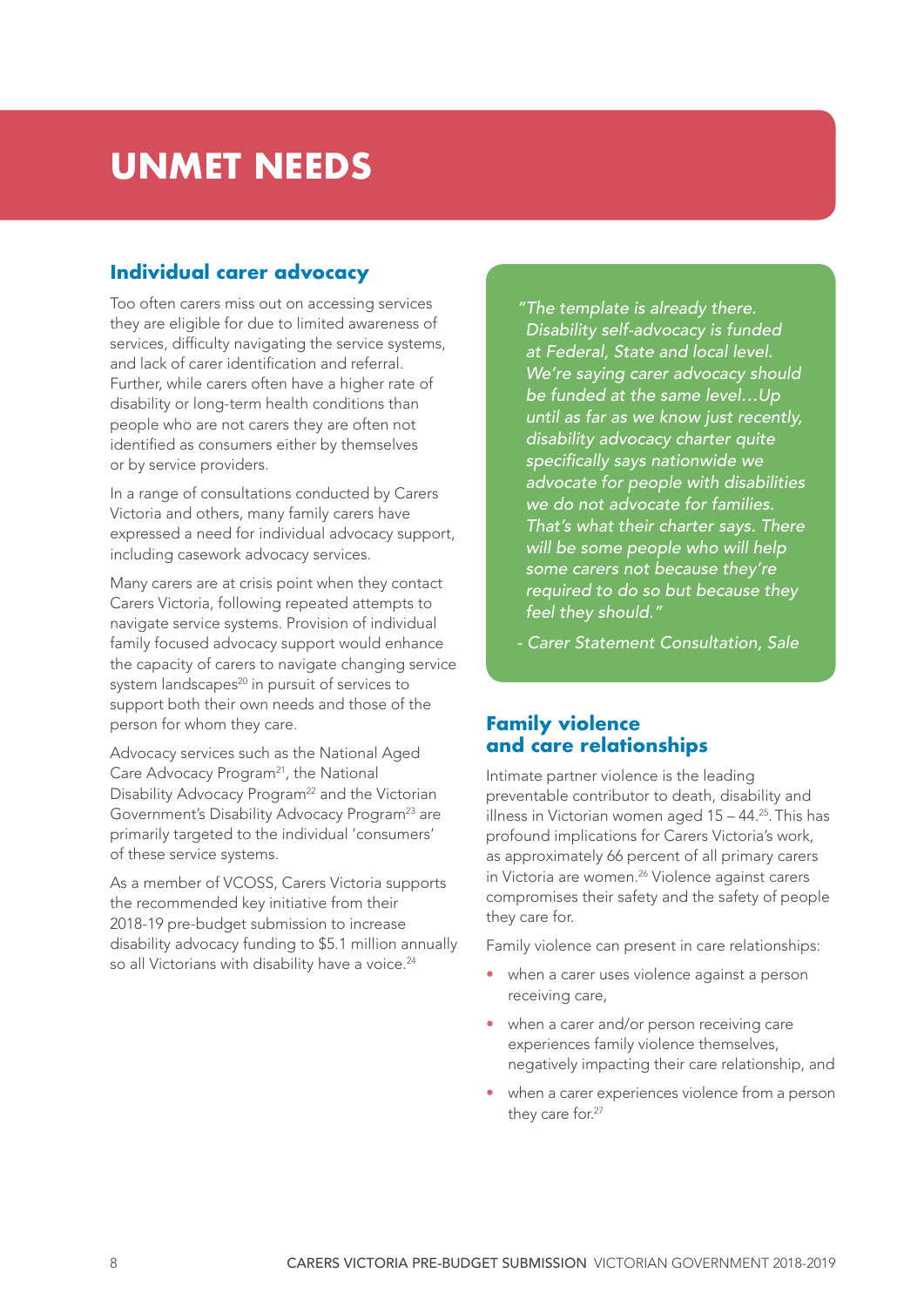# UNMET NEEDS

## Individual carer advocacy

Too often carers miss out on accessing services they are eligible for due to limited awareness of services, difficulty navigating the service systems, and lack of carer identification and referral. Further, while carers often have a higher rate of disability or long-term health conditions than people who are not carers they are often not identified as consumers either by themselves or by service providers.

In a range of consultations conducted by Carers Victoria and others, many family carers have expressed a need for individual advocacy support, including casework advocacy services.

Many carers are at crisis point when they contact Carers Victoria, following repeated attempts to navigate service systems. Provision of individual family focused advocacy support would enhance the capacity of carers to navigate changing service system landscapes[20] in pursuit of services to support both their own needs and those of the person for whom they care.

Advocacy services such as the National Aged Care Advocacy Program[21], the National Disability Advocacy Program[22] and the Victorian Government's Disability Advocacy Program[23] are primarily targeted to the individual 'consumers' of these service systems.

As a member of VCOSS, Carers Victoria supports the recommended key initiative from their 2018-19 pre-budget submission to increase disability advocacy funding to $5.1 million annually so all Victorians with disability have a voice.[24]

> *"The template is already there. Disability self-advocacy is funded at Federal, State and local level. We're saying carer advocacy should be funded at the same level…Up until as far as we know just recently, disability advocacy charter quite specifically says nationwide we advocate for people with disabilities we do not advocate for families. That's what their charter says. There will be some people who will help some carers not because they're required to do so but because they feel they should."*
>
> *- Carer Statement Consultation, Sale*

## Family violence and care relationships

Intimate partner violence is the leading preventable contributor to death, disability and illness in Victorian women aged 15 – 44.[25]. This has profound implications for Carers Victoria's work, as approximately 66 percent of all primary carers in Victoria are women.[26] Violence against carers compromises their safety and the safety of people they care for.

Family violence can present in care relationships:

- when a carer uses violence against a person receiving care,
- when a carer and/or person receiving care experiences family violence themselves, negatively impacting their care relationship, and
- when a carer experiences violence from a person they care for.[27]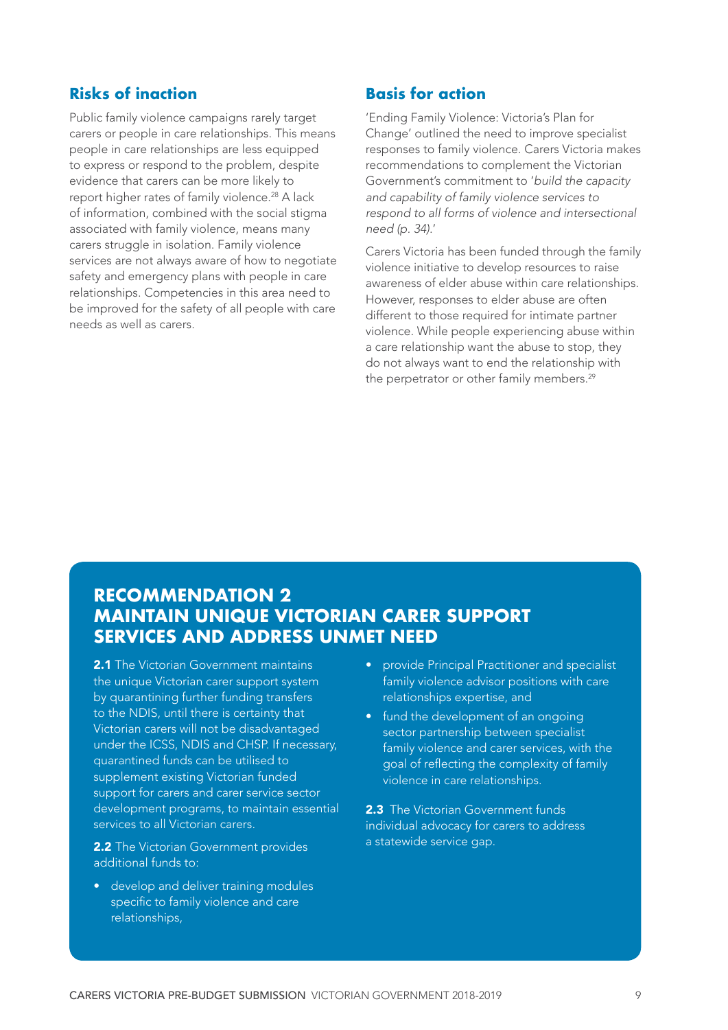## Risks of inaction

Public family violence campaigns rarely target carers or people in care relationships. This means people in care relationships are less equipped to express or respond to the problem, despite evidence that carers can be more likely to report higher rates of family violence.[28] A lack of information, combined with the social stigma associated with family violence, means many carers struggle in isolation. Family violence services are not always aware of how to negotiate safety and emergency plans with people in care relationships. Competencies in this area need to be improved for the safety of all people with care needs as well as carers.

## Basis for action

'Ending Family Violence: Victoria's Plan for Change' outlined the need to improve specialist responses to family violence. Carers Victoria makes recommendations to complement the Victorian Government's commitment to '*build the capacity and capability of family violence services to respond to all forms of violence and intersectional need (p. 34).*'

Carers Victoria has been funded through the family violence initiative to develop resources to raise awareness of elder abuse within care relationships. However, responses to elder abuse are often different to those required for intimate partner violence. While people experiencing abuse within a care relationship want the abuse to stop, they do not always want to end the relationship with the perpetrator or other family members.[29]

## RECOMMENDATION 2 MAINTAIN UNIQUE VICTORIAN CARER SUPPORT SERVICES AND ADDRESS UNMET NEED

**2.1** The Victorian Government maintains the unique Victorian carer support system by quarantining further funding transfers to the NDIS, until there is certainty that Victorian carers will not be disadvantaged under the ICSS, NDIS and CHSP. If necessary, quarantined funds can be utilised to supplement existing Victorian funded support for carers and carer service sector development programs, to maintain essential services to all Victorian carers.

**2.2** The Victorian Government provides additional funds to:

- develop and deliver training modules specific to family violence and care relationships,
- provide Principal Practitioner and specialist family violence advisor positions with care relationships expertise, and
- fund the development of an ongoing sector partnership between specialist family violence and carer services, with the goal of reflecting the complexity of family violence in care relationships.

**2.3** The Victorian Government funds individual advocacy for carers to address a statewide service gap.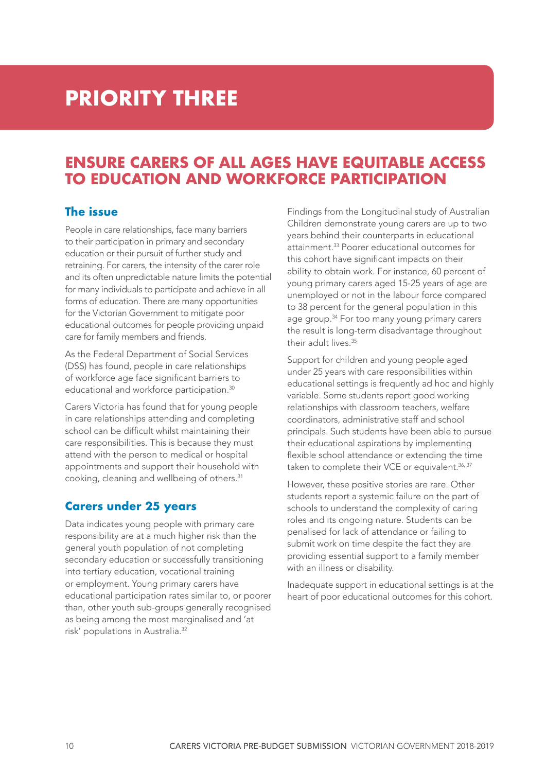# PRIORITY THREE

## ENSURE CARERS OF ALL AGES HAVE EQUITABLE ACCESS TO EDUCATION AND WORKFORCE PARTICIPATION

### The issue

People in care relationships, face many barriers to their participation in primary and secondary education or their pursuit of further study and retraining. For carers, the intensity of the carer role and its often unpredictable nature limits the potential for many individuals to participate and achieve in all forms of education. There are many opportunities for the Victorian Government to mitigate poor educational outcomes for people providing unpaid care for family members and friends.

As the Federal Department of Social Services (DSS) has found, people in care relationships of workforce age face significant barriers to educational and workforce participation.[30]

Carers Victoria has found that for young people in care relationships attending and completing school can be difficult whilst maintaining their care responsibilities. This is because they must attend with the person to medical or hospital appointments and support their household with cooking, cleaning and wellbeing of others.[31]

### Carers under 25 years

Data indicates young people with primary care responsibility are at a much higher risk than the general youth population of not completing secondary education or successfully transitioning into tertiary education, vocational training or employment. Young primary carers have educational participation rates similar to, or poorer than, other youth sub-groups generally recognised as being among the most marginalised and 'at risk' populations in Australia.[32]

Findings from the Longitudinal study of Australian Children demonstrate young carers are up to two years behind their counterparts in educational attainment.[33] Poorer educational outcomes for this cohort have significant impacts on their ability to obtain work. For instance, 60 percent of young primary carers aged 15-25 years of age are unemployed or not in the labour force compared to 38 percent for the general population in this age group.[34] For too many young primary carers the result is long-term disadvantage throughout their adult lives.[35]

Support for children and young people aged under 25 years with care responsibilities within educational settings is frequently ad hoc and highly variable. Some students report good working relationships with classroom teachers, welfare coordinators, administrative staff and school principals. Such students have been able to pursue their educational aspirations by implementing flexible school attendance or extending the time taken to complete their VCE or equivalent.[36, 37]

However, these positive stories are rare. Other students report a systemic failure on the part of schools to understand the complexity of caring roles and its ongoing nature. Students can be penalised for lack of attendance or failing to submit work on time despite the fact they are providing essential support to a family member with an illness or disability.

Inadequate support in educational settings is at the heart of poor educational outcomes for this cohort.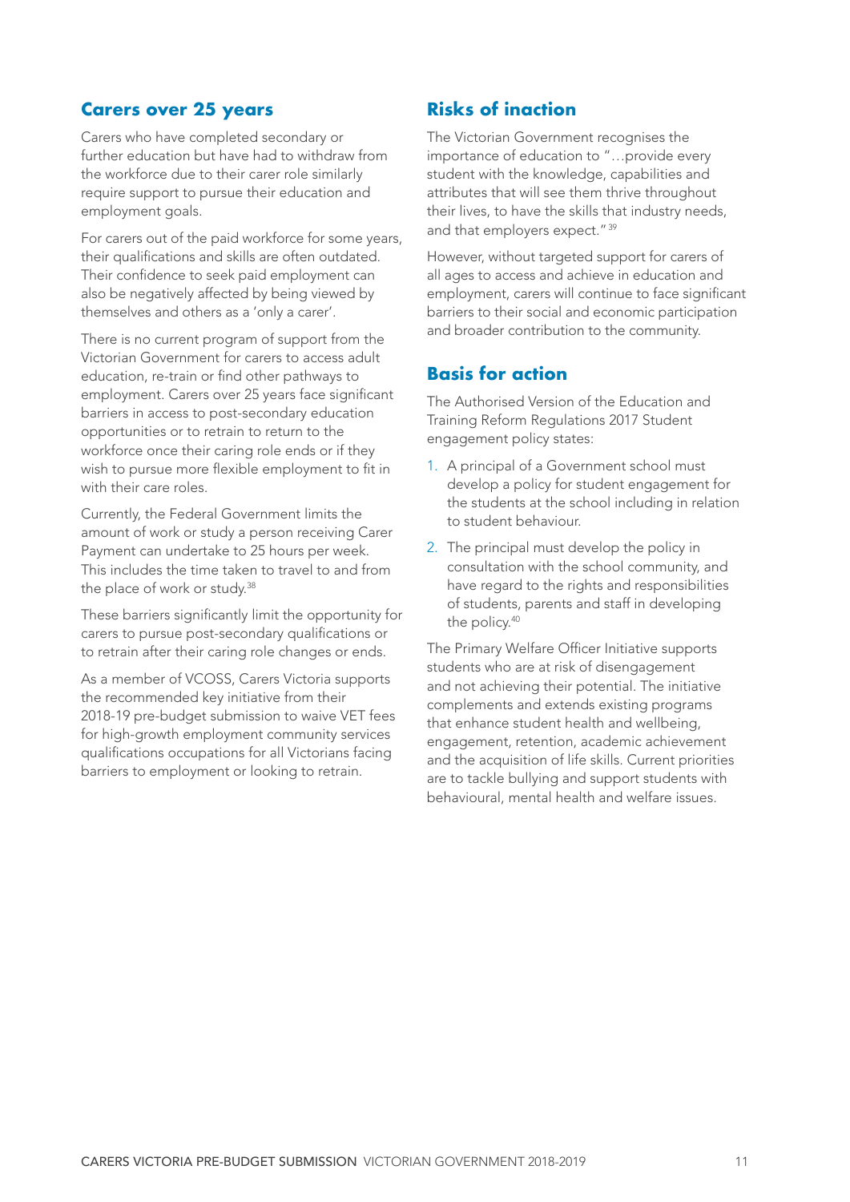## Carers over 25 years

Carers who have completed secondary or further education but have had to withdraw from the workforce due to their carer role similarly require support to pursue their education and employment goals.

For carers out of the paid workforce for some years, their qualifications and skills are often outdated. Their confidence to seek paid employment can also be negatively affected by being viewed by themselves and others as a 'only a carer'.

There is no current program of support from the Victorian Government for carers to access adult education, re-train or find other pathways to employment. Carers over 25 years face significant barriers in access to post-secondary education opportunities or to retrain to return to the workforce once their caring role ends or if they wish to pursue more flexible employment to fit in with their care roles.

Currently, the Federal Government limits the amount of work or study a person receiving Carer Payment can undertake to 25 hours per week. This includes the time taken to travel to and from the place of work or study.[38]

These barriers significantly limit the opportunity for carers to pursue post-secondary qualifications or to retrain after their caring role changes or ends.

As a member of VCOSS, Carers Victoria supports the recommended key initiative from their 2018-19 pre-budget submission to waive VET fees for high-growth employment community services qualifications occupations for all Victorians facing barriers to employment or looking to retrain.

## Risks of inaction

The Victorian Government recognises the importance of education to "…provide every student with the knowledge, capabilities and attributes that will see them thrive throughout their lives, to have the skills that industry needs, and that employers expect."[39]

However, without targeted support for carers of all ages to access and achieve in education and employment, carers will continue to face significant barriers to their social and economic participation and broader contribution to the community.

## Basis for action

The Authorised Version of the Education and Training Reform Regulations 2017 Student engagement policy states:

1. A principal of a Government school must develop a policy for student engagement for the students at the school including in relation to student behaviour.
2. The principal must develop the policy in consultation with the school community, and have regard to the rights and responsibilities of students, parents and staff in developing the policy.[40]

The Primary Welfare Officer Initiative supports students who are at risk of disengagement and not achieving their potential. The initiative complements and extends existing programs that enhance student health and wellbeing, engagement, retention, academic achievement and the acquisition of life skills. Current priorities are to tackle bullying and support students with behavioural, mental health and welfare issues.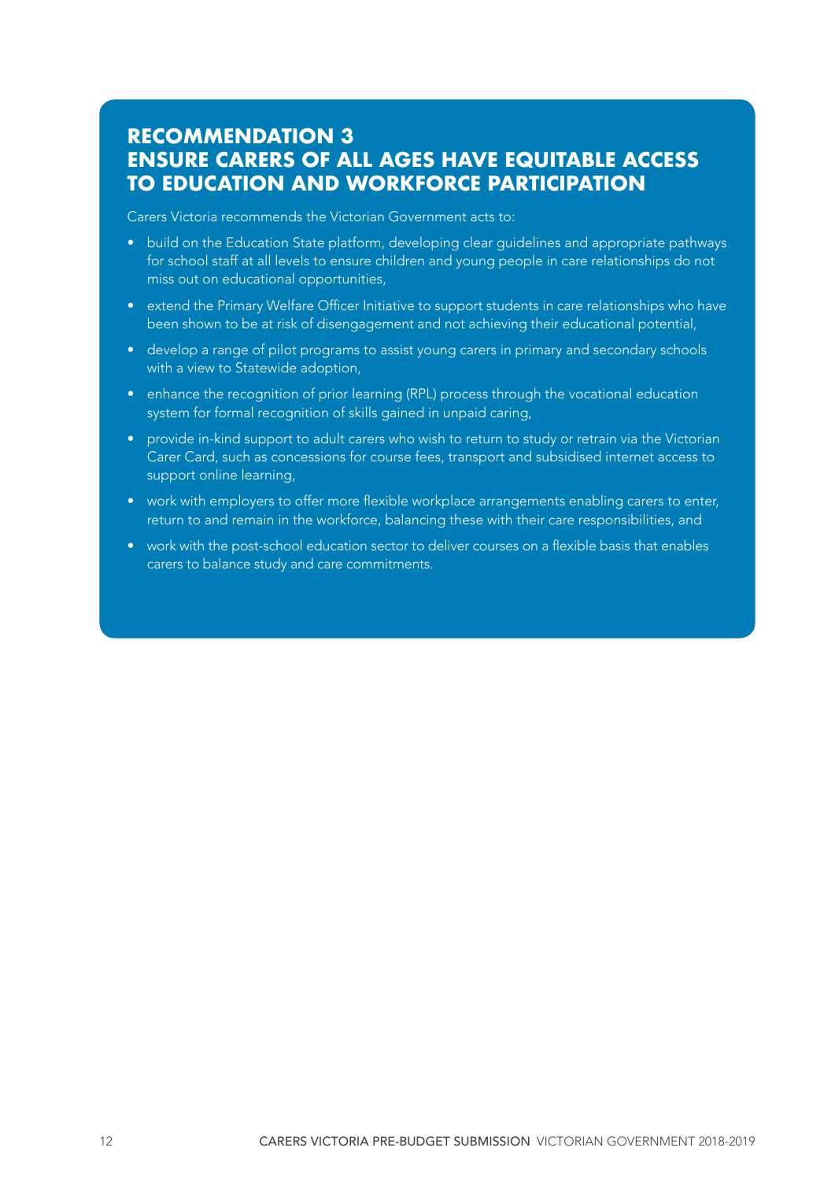## RECOMMENDATION 3
## ENSURE CARERS OF ALL AGES HAVE EQUITABLE ACCESS TO EDUCATION AND WORKFORCE PARTICIPATION

Carers Victoria recommends the Victorian Government acts to:

- build on the Education State platform, developing clear guidelines and appropriate pathways for school staff at all levels to ensure children and young people in care relationships do not miss out on educational opportunities,
- extend the Primary Welfare Officer Initiative to support students in care relationships who have been shown to be at risk of disengagement and not achieving their educational potential,
- develop a range of pilot programs to assist young carers in primary and secondary schools with a view to Statewide adoption,
- enhance the recognition of prior learning (RPL) process through the vocational education system for formal recognition of skills gained in unpaid caring,
- provide in-kind support to adult carers who wish to return to study or retrain via the Victorian Carer Card, such as concessions for course fees, transport and subsidised internet access to support online learning,
- work with employers to offer more flexible workplace arrangements enabling carers to enter, return to and remain in the workforce, balancing these with their care responsibilities, and
- work with the post-school education sector to deliver courses on a flexible basis that enables carers to balance study and care commitments.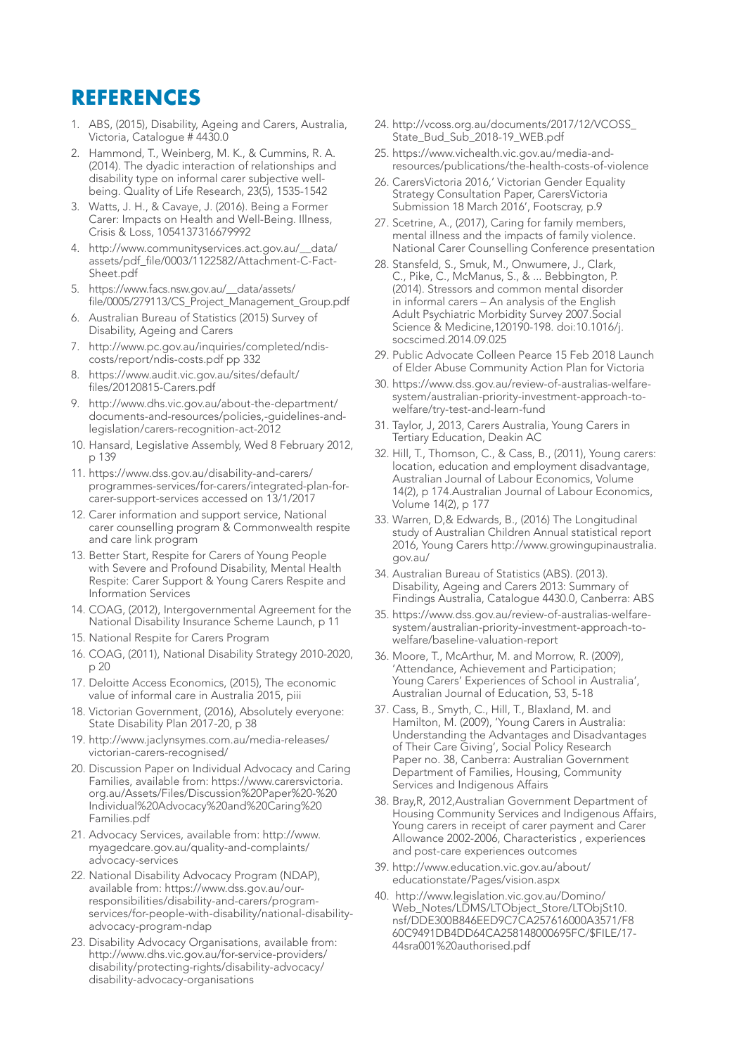# REFERENCES

1. ABS, (2015), Disability, Ageing and Carers, Australia, Victoria, Catalogue # 4430.0
2. Hammond, T., Weinberg, M. K., & Cummins, R. A. (2014). The dyadic interaction of relationships and disability type on informal carer subjective well-being. Quality of Life Research, 23(5), 1535-1542
3. Watts, J. H., & Cavaye, J. (2016). Being a Former Carer: Impacts on Health and Well-Being. Illness, Crisis & Loss, 1054137316679992
4. http://www.communityservices.act.gov.au/__data/assets/pdf_file/0003/1122582/Attachment-C-Fact-Sheet.pdf
5. https://www.facs.nsw.gov.au/__data/assets/file/0005/279113/CS_Project_Management_Group.pdf
6. Australian Bureau of Statistics (2015) Survey of Disability, Ageing and Carers
7. http://www.pc.gov.au/inquiries/completed/ndis-costs/report/ndis-costs.pdf pp 332
8. https://www.audit.vic.gov.au/sites/default/files/20120815-Carers.pdf
9. http://www.dhs.vic.gov.au/about-the-department/documents-and-resources/policies,-guidelines-and-legislation/carers-recognition-act-2012
10. Hansard, Legislative Assembly, Wed 8 February 2012, p 139
11. https://www.dss.gov.au/disability-and-carers/programmes-services/for-carers/integrated-plan-for-carer-support-services accessed on 13/1/2017
12. Carer information and support service, National carer counselling program & Commonwealth respite and care link program
13. Better Start, Respite for Carers of Young People with Severe and Profound Disability, Mental Health Respite: Carer Support & Young Carers Respite and Information Services
14. COAG, (2012), Intergovernmental Agreement for the National Disability Insurance Scheme Launch, p 11
15. National Respite for Carers Program
16. COAG, (2011), National Disability Strategy 2010-2020, p 20
17. Deloitte Access Economics, (2015), The economic value of informal care in Australia 2015, piii
18. Victorian Government, (2016), Absolutely everyone: State Disability Plan 2017-20, p 38
19. http://www.jaclynsymes.com.au/media-releases/victorian-carers-recognised/
20. Discussion Paper on Individual Advocacy and Caring Families, available from: https://www.carersvictoria.org.au/Assets/Files/Discussion%20Paper%20-%20Individual%20Advocacy%20and%20Caring%20Families.pdf
21. Advocacy Services, available from: http://www.myagedcare.gov.au/quality-and-complaints/advocacy-services
22. National Disability Advocacy Program (NDAP), available from: https://www.dss.gov.au/our-responsibilities/disability-and-carers/program-services/for-people-with-disability/national-disability-advocacy-program-ndap
23. Disability Advocacy Organisations, available from: http://www.dhs.vic.gov.au/for-service-providers/disability/protecting-rights/disability-advocacy/disability-advocacy-organisations
24. http://vcoss.org.au/documents/2017/12/VCOSS_State_Bud_Sub_2018-19_WEB.pdf
25. https://www.vichealth.vic.gov.au/media-and-resources/publications/the-health-costs-of-violence
26. CarersVictoria 2016,' Victorian Gender Equality Strategy Consultation Paper, CarersVictoria Submission 18 March 2016', Footscray, p.9
27. Scetrine, A., (2017), Caring for family members, mental illness and the impacts of family violence. National Carer Counselling Conference presentation
28. Stansfeld, S., Smuk, M., Onwumere, J., Clark, C., Pike, C., McManus, S., & ... Bebbington, P. (2014). Stressors and common mental disorder in informal carers – An analysis of the English Adult Psychiatric Morbidity Survey 2007.Social Science & Medicine,120190-198. doi:10.1016/j.socscimed.2014.09.025
29. Public Advocate Colleen Pearce 15 Feb 2018 Launch of Elder Abuse Community Action Plan for Victoria
30. https://www.dss.gov.au/review-of-australias-welfare-system/australian-priority-investment-approach-to-welfare/try-test-and-learn-fund
31. Taylor, J, 2013, Carers Australia, Young Carers in Tertiary Education, Deakin AC
32. Hill, T., Thomson, C., & Cass, B., (2011), Young carers: location, education and employment disadvantage, Australian Journal of Labour Economics, Volume 14(2), p 174.Australian Journal of Labour Economics, Volume 14(2), p 177
33. Warren, D,& Edwards, B., (2016) The Longitudinal study of Australian Children Annual statistical report 2016, Young Carers http://www.growingupinaustralia.gov.au/
34. Australian Bureau of Statistics (ABS). (2013). Disability, Ageing and Carers 2013: Summary of Findings Australia, Catalogue 4430.0, Canberra: ABS
35. https://www.dss.gov.au/review-of-australias-welfare-system/australian-priority-investment-approach-to-welfare/baseline-valuation-report
36. Moore, T., McArthur, M. and Morrow, R. (2009), 'Attendance, Achievement and Participation; Young Carers' Experiences of School in Australia', Australian Journal of Education, 53, 5-18
37. Cass, B., Smyth, C., Hill, T., Blaxland, M. and Hamilton, M. (2009), 'Young Carers in Australia: Understanding the Advantages and Disadvantages of Their Care Giving', Social Policy Research Paper no. 38, Canberra: Australian Government Department of Families, Housing, Community Services and Indigenous Affairs
38. Bray,R, 2012,Australian Government Department of Housing Community Services and Indigenous Affairs, Young carers in receipt of carer payment and Carer Allowance 2002-2006, Characteristics , experiences and post-care experiences outcomes
39. http://www.education.vic.gov.au/about/educationstate/Pages/vision.aspx
40. http://www.legislation.vic.gov.au/Domino/Web_Notes/LDMS/LTObject_Store/LTObjSt10.nsf/DDE300B846EED9C7CA257616000A3571/F860C9491DB4DD64CA258148000695FC/$FILE/17-44sra001%20authorised.pdf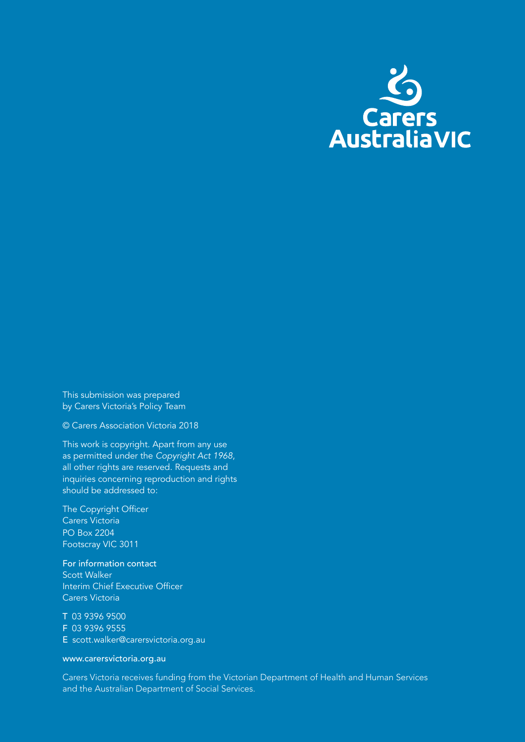Carers AustraliaVIC

This submission was prepared by Carers Victoria's Policy Team

© Carers Association Victoria 2018

This work is copyright. Apart from any use as permitted under the *Copyright Act 1968*, all other rights are reserved. Requests and inquiries concerning reproduction and rights should be addressed to:

The Copyright Officer
Carers Victoria
PO Box 2204
Footscray VIC 3011

**For information contact**
Scott Walker
Interim Chief Executive Officer
Carers Victoria

**T** 03 9396 9500
**F** 03 9396 9555
**E** scott.walker@carersvictoria.org.au

**www.carersvictoria.org.au**

Carers Victoria receives funding from the Victorian Department of Health and Human Services and the Australian Department of Social Services.